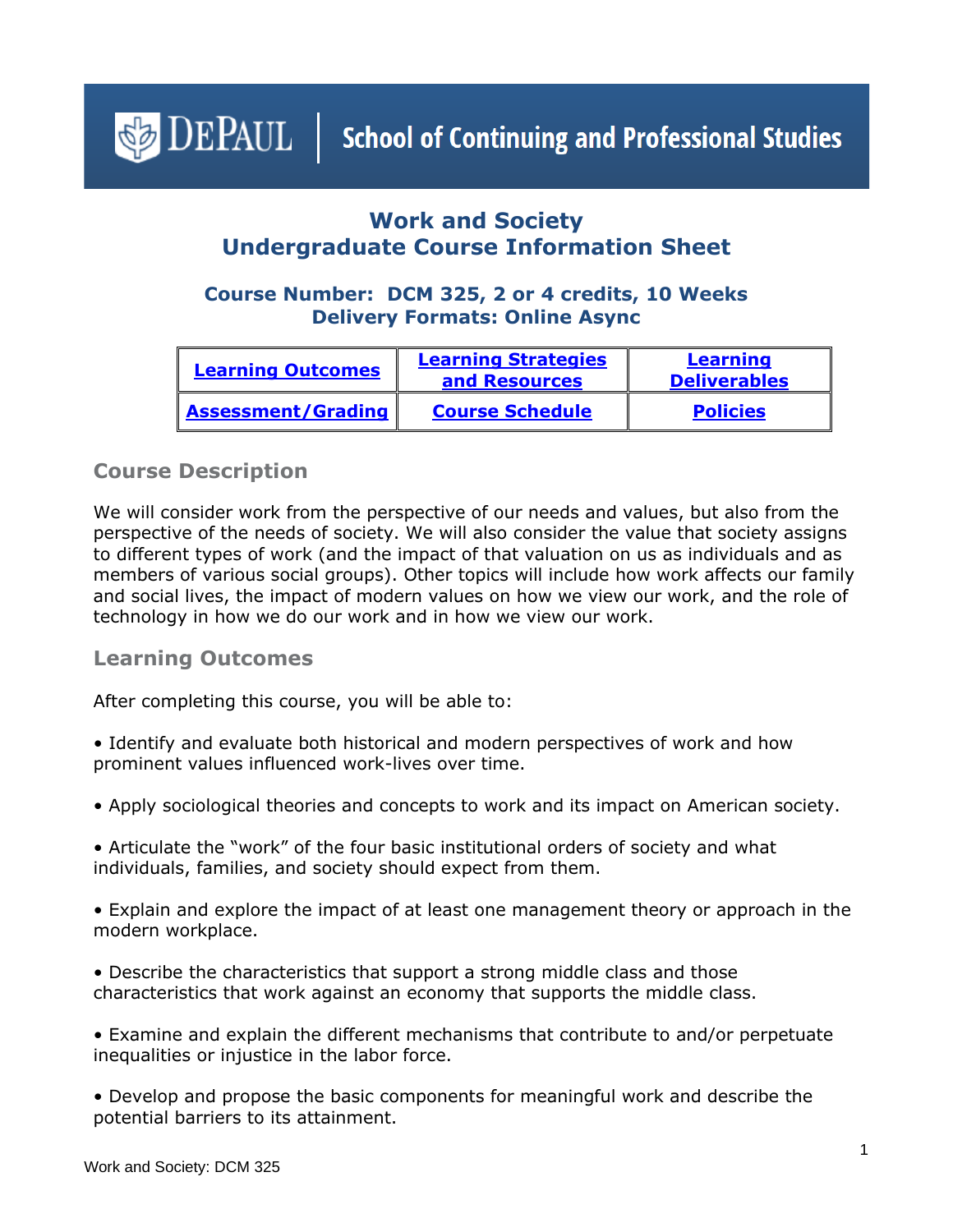DePAUL | School of Continuing and Professional Studies

# Work and Society
# Undergraduate Course Information Sheet

### Course Number: DCM 325, 2 or 4 credits, 10 Weeks
### Delivery Formats: Online Async

| Learning Outcomes | Learning Strategies and Resources | Learning Deliverables |
|---|---|---|
| Assessment/Grading | Course Schedule | Policies |

## Course Description

We will consider work from the perspective of our needs and values, but also from the perspective of the needs of society. We will also consider the value that society assigns to different types of work (and the impact of that valuation on us as individuals and as members of various social groups). Other topics will include how work affects our family and social lives, the impact of modern values on how we view our work, and the role of technology in how we do our work and in how we view our work.

## Learning Outcomes

After completing this course, you will be able to:

- Identify and evaluate both historical and modern perspectives of work and how prominent values influenced work-lives over time.
- Apply sociological theories and concepts to work and its impact on American society.
- Articulate the "work" of the four basic institutional orders of society and what individuals, families, and society should expect from them.
- Explain and explore the impact of at least one management theory or approach in the modern workplace.
- Describe the characteristics that support a strong middle class and those characteristics that work against an economy that supports the middle class.
- Examine and explain the different mechanisms that contribute to and/or perpetuate inequalities or injustice in the labor force.
- Develop and propose the basic components for meaningful work and describe the potential barriers to its attainment.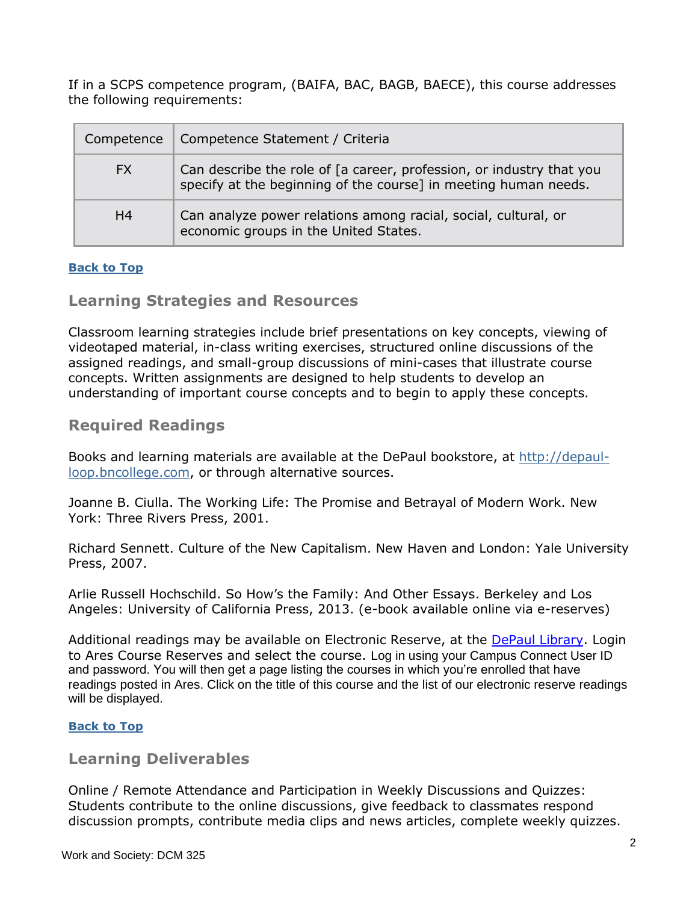If in a SCPS competence program, (BAIFA, BAC, BAGB, BAECE), this course addresses the following requirements:

| Competence | Competence Statement / Criteria |
|---|---|
| FX | Can describe the role of [a career, profession, or industry that you specify at the beginning of the course] in meeting human needs. |
| H4 | Can analyze power relations among racial, social, cultural, or economic groups in the United States. |

**Back to Top**

## Learning Strategies and Resources

Classroom learning strategies include brief presentations on key concepts, viewing of videotaped material, in-class writing exercises, structured online discussions of the assigned readings, and small-group discussions of mini-cases that illustrate course concepts. Written assignments are designed to help students to develop an understanding of important course concepts and to begin to apply these concepts.

## Required Readings

Books and learning materials are available at the DePaul bookstore, at http://depaul-loop.bncollege.com, or through alternative sources.

Joanne B. Ciulla. The Working Life: The Promise and Betrayal of Modern Work. New York: Three Rivers Press, 2001.

Richard Sennett. Culture of the New Capitalism. New Haven and London: Yale University Press, 2007.

Arlie Russell Hochschild. So How's the Family: And Other Essays. Berkeley and Los Angeles: University of California Press, 2013. (e-book available online via e-reserves)

Additional readings may be available on Electronic Reserve, at the DePaul Library. Login to Ares Course Reserves and select the course. Log in using your Campus Connect User ID and password. You will then get a page listing the courses in which you're enrolled that have readings posted in Ares. Click on the title of this course and the list of our electronic reserve readings will be displayed.

**Back to Top**

## Learning Deliverables

Online / Remote Attendance and Participation in Weekly Discussions and Quizzes: Students contribute to the online discussions, give feedback to classmates respond discussion prompts, contribute media clips and news articles, complete weekly quizzes.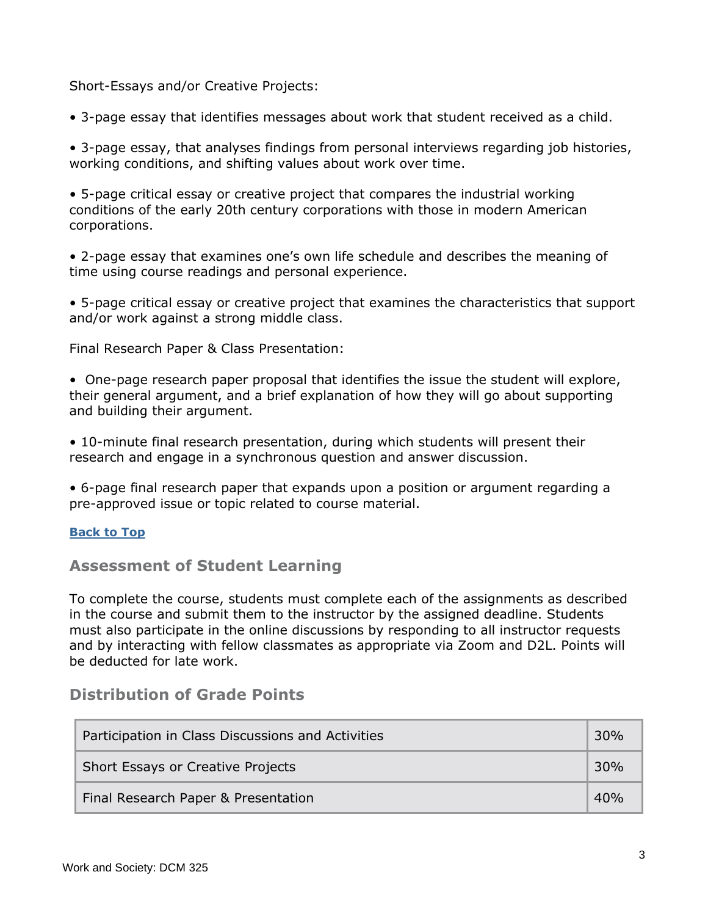Short-Essays and/or Creative Projects:

- 3-page essay that identifies messages about work that student received as a child.
- 3-page essay, that analyses findings from personal interviews regarding job histories, working conditions, and shifting values about work over time.
- 5-page critical essay or creative project that compares the industrial working conditions of the early 20th century corporations with those in modern American corporations.
- 2-page essay that examines one's own life schedule and describes the meaning of time using course readings and personal experience.
- 5-page critical essay or creative project that examines the characteristics that support and/or work against a strong middle class.

Final Research Paper & Class Presentation:

- One-page research paper proposal that identifies the issue the student will explore, their general argument, and a brief explanation of how they will go about supporting and building their argument.
- 10-minute final research presentation, during which students will present their research and engage in a synchronous question and answer discussion.
- 6-page final research paper that expands upon a position or argument regarding a pre-approved issue or topic related to course material.

**Back to Top**

## Assessment of Student Learning

To complete the course, students must complete each of the assignments as described in the course and submit them to the instructor by the assigned deadline. Students must also participate in the online discussions by responding to all instructor requests and by interacting with fellow classmates as appropriate via Zoom and D2L. Points will be deducted for late work.

## Distribution of Grade Points

| Category | Percentage |
| --- | --- |
| Participation in Class Discussions and Activities | 30% |
| Short Essays or Creative Projects | 30% |
| Final Research Paper & Presentation | 40% |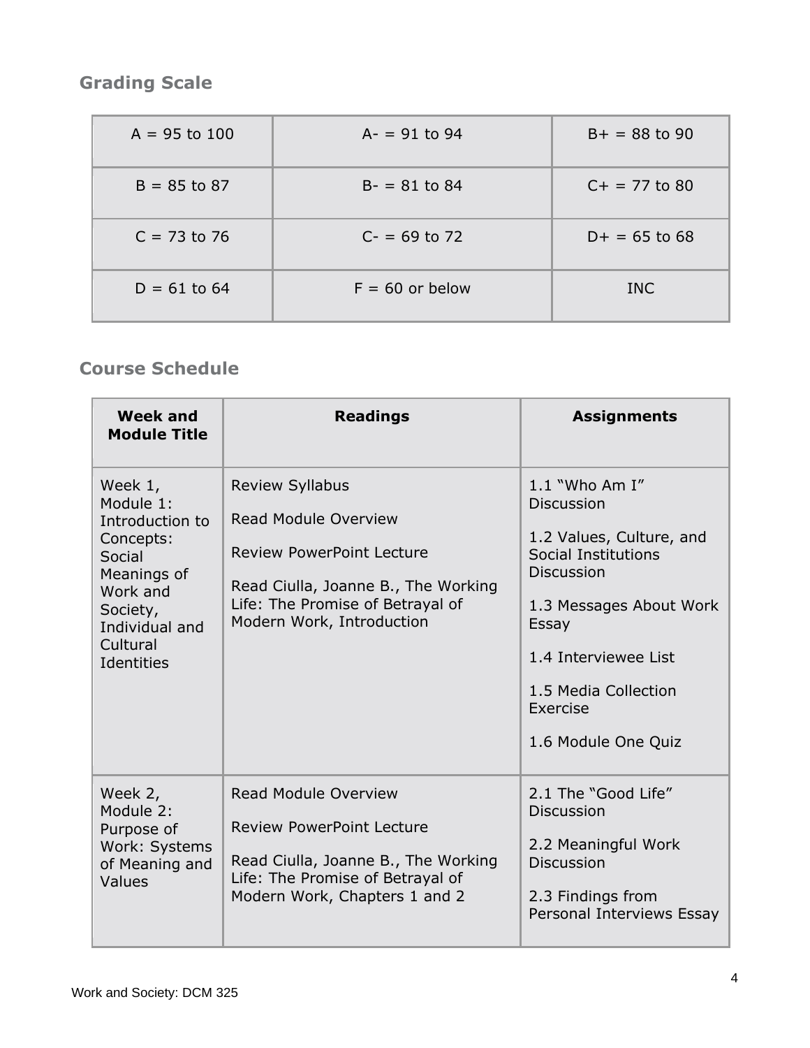## Grading Scale

| A = 95 to 100 | A- = 91 to 94 | B+ = 88 to 90 |
| --- | --- | --- |
| B = 85 to 87 | B- = 81 to 84 | C+ = 77 to 80 |
| C = 73 to 76 | C- = 69 to 72 | D+ = 65 to 68 |
| D = 61 to 64 | F = 60 or below | INC |

## Course Schedule

| Week and Module Title | Readings | Assignments |
| --- | --- | --- |
| Week 1, Module 1: Introduction to Concepts: Social Meanings of Work and Society, Individual and Cultural Identities | Review Syllabus<br><br>Read Module Overview<br><br>Review PowerPoint Lecture<br><br>Read Ciulla, Joanne B., The Working Life: The Promise of Betrayal of Modern Work, Introduction | 1.1 "Who Am I" Discussion<br><br>1.2 Values, Culture, and Social Institutions Discussion<br><br>1.3 Messages About Work Essay<br><br>1.4 Interviewee List<br><br>1.5 Media Collection Exercise<br><br>1.6 Module One Quiz |
| Week 2, Module 2: Purpose of Work: Systems of Meaning and Values | Read Module Overview<br><br>Review PowerPoint Lecture<br><br>Read Ciulla, Joanne B., The Working Life: The Promise of Betrayal of Modern Work, Chapters 1 and 2 | 2.1 The "Good Life" Discussion<br><br>2.2 Meaningful Work Discussion<br><br>2.3 Findings from Personal Interviews Essay |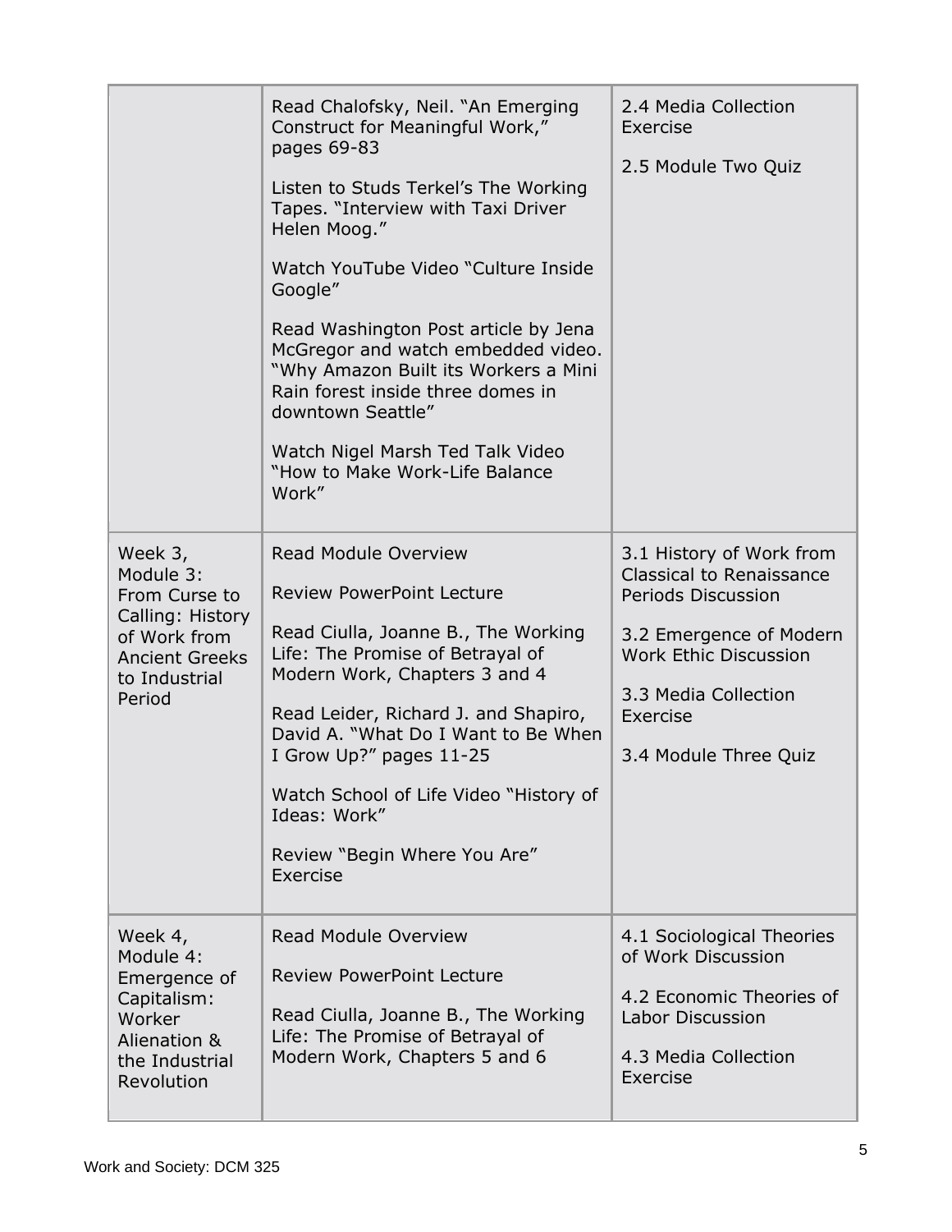| | | |
|---|---|---|
| | Read Chalofsky, Neil. "An Emerging Construct for Meaningful Work," pages 69-83<br><br>Listen to Studs Terkel's The Working Tapes. "Interview with Taxi Driver Helen Moog."<br><br>Watch YouTube Video "Culture Inside Google"<br><br>Read Washington Post article by Jena McGregor and watch embedded video. "Why Amazon Built its Workers a Mini Rain forest inside three domes in downtown Seattle"<br><br>Watch Nigel Marsh Ted Talk Video "How to Make Work-Life Balance Work" | 2.4 Media Collection Exercise<br><br>2.5 Module Two Quiz |
| Week 3, Module 3: From Curse to Calling: History of Work from Ancient Greeks to Industrial Period | Read Module Overview<br><br>Review PowerPoint Lecture<br><br>Read Ciulla, Joanne B., The Working Life: The Promise of Betrayal of Modern Work, Chapters 3 and 4<br><br>Read Leider, Richard J. and Shapiro, David A. "What Do I Want to Be When I Grow Up?" pages 11-25<br><br>Watch School of Life Video "History of Ideas: Work"<br><br>Review "Begin Where You Are" Exercise | 3.1 History of Work from Classical to Renaissance Periods Discussion<br><br>3.2 Emergence of Modern Work Ethic Discussion<br><br>3.3 Media Collection Exercise<br><br>3.4 Module Three Quiz |
| Week 4, Module 4: Emergence of Capitalism: Worker Alienation & the Industrial Revolution | Read Module Overview<br><br>Review PowerPoint Lecture<br><br>Read Ciulla, Joanne B., The Working Life: The Promise of Betrayal of Modern Work, Chapters 5 and 6 | 4.1 Sociological Theories of Work Discussion<br><br>4.2 Economic Theories of Labor Discussion<br><br>4.3 Media Collection Exercise |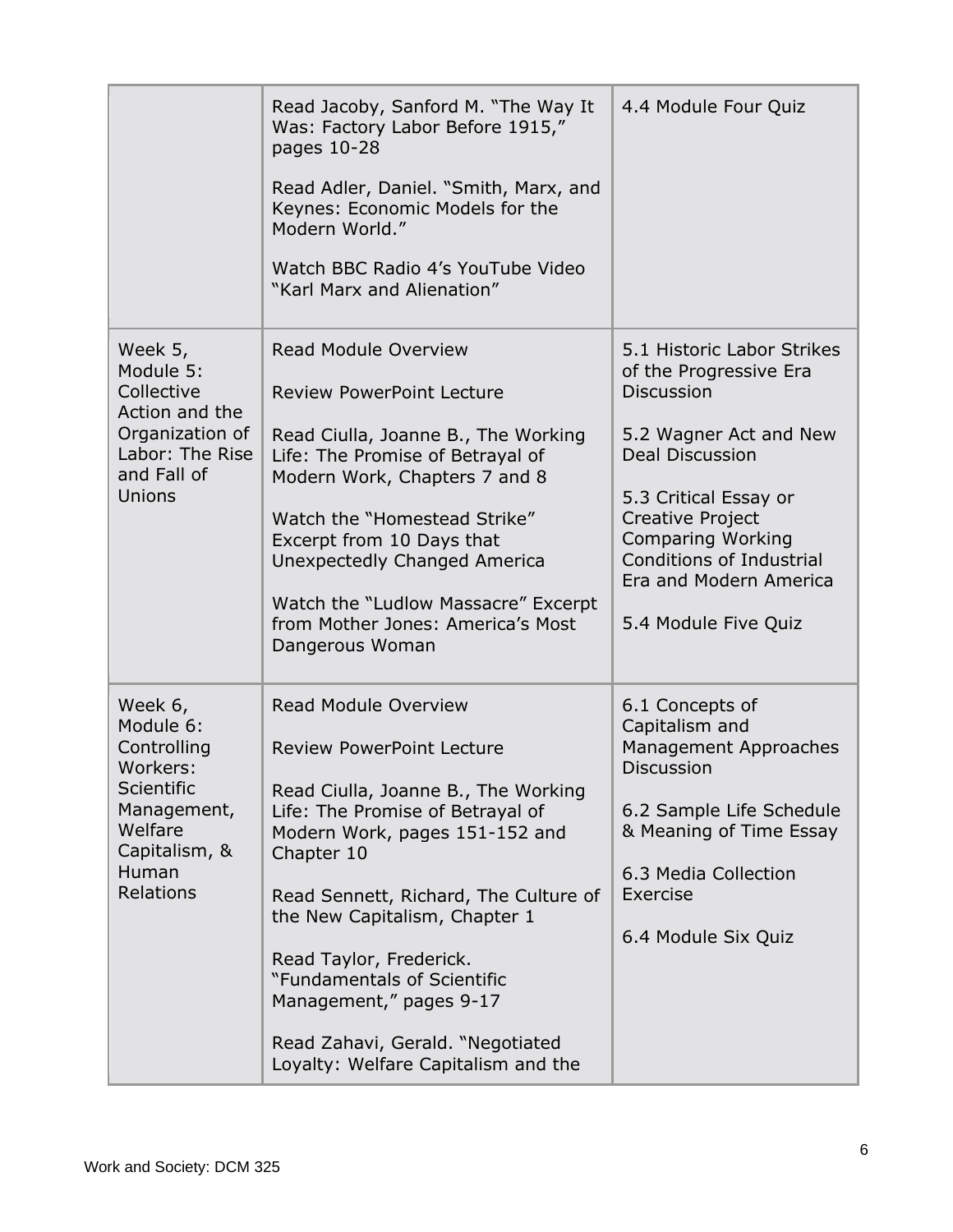| | | |
|---|---|---|
| | Read Jacoby, Sanford M. "The Way It Was: Factory Labor Before 1915," pages 10-28<br><br>Read Adler, Daniel. "Smith, Marx, and Keynes: Economic Models for the Modern World."<br><br>Watch BBC Radio 4's YouTube Video "Karl Marx and Alienation" | 4.4 Module Four Quiz |
| Week 5, Module 5: Collective Action and the Organization of Labor: The Rise and Fall of Unions | Read Module Overview<br><br>Review PowerPoint Lecture<br><br>Read Ciulla, Joanne B., The Working Life: The Promise of Betrayal of Modern Work, Chapters 7 and 8<br><br>Watch the "Homestead Strike" Excerpt from 10 Days that Unexpectedly Changed America<br><br>Watch the "Ludlow Massacre" Excerpt from Mother Jones: America's Most Dangerous Woman | 5.1 Historic Labor Strikes of the Progressive Era Discussion<br><br>5.2 Wagner Act and New Deal Discussion<br><br>5.3 Critical Essay or Creative Project Comparing Working Conditions of Industrial Era and Modern America<br><br>5.4 Module Five Quiz |
| Week 6, Module 6: Controlling Workers: Scientific Management, Welfare Capitalism, & Human Relations | Read Module Overview<br><br>Review PowerPoint Lecture<br><br>Read Ciulla, Joanne B., The Working Life: The Promise of Betrayal of Modern Work, pages 151-152 and Chapter 10<br><br>Read Sennett, Richard, The Culture of the New Capitalism, Chapter 1<br><br>Read Taylor, Frederick. "Fundamentals of Scientific Management," pages 9-17<br><br>Read Zahavi, Gerald. "Negotiated Loyalty: Welfare Capitalism and the | 6.1 Concepts of Capitalism and Management Approaches Discussion<br><br>6.2 Sample Life Schedule & Meaning of Time Essay<br><br>6.3 Media Collection Exercise<br><br>6.4 Module Six Quiz |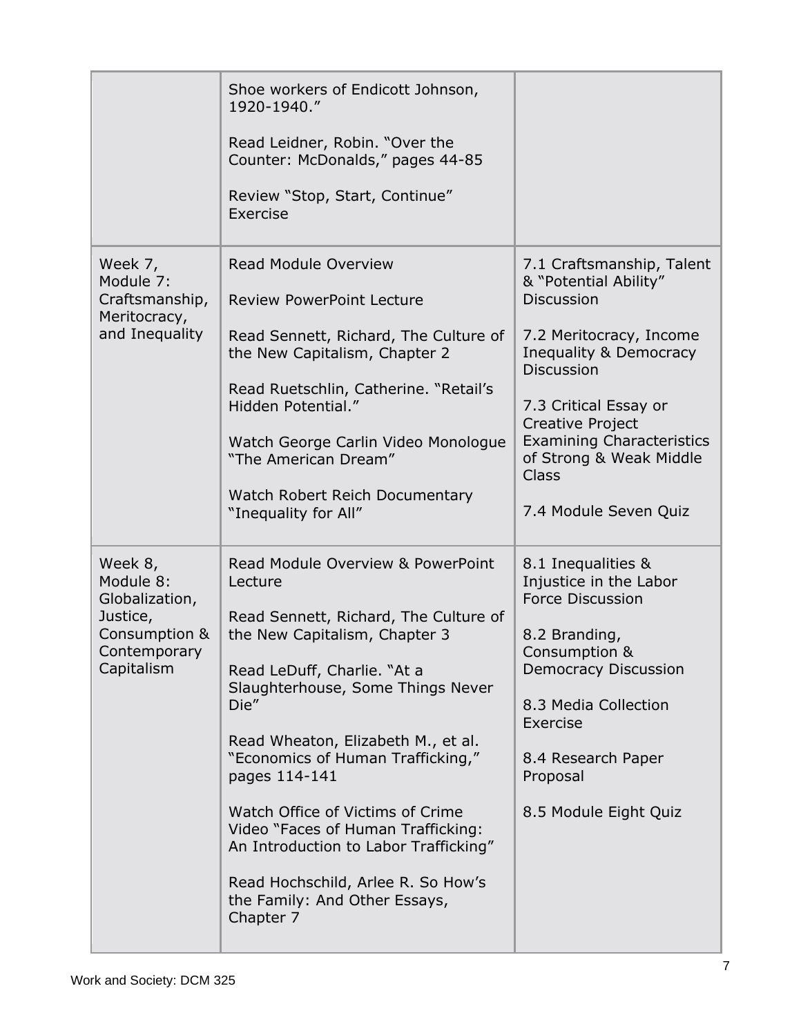| | | |
|---|---|---|
| | Shoe workers of Endicott Johnson, 1920-1940."<br><br>Read Leidner, Robin. "Over the Counter: McDonalds," pages 44-85<br><br>Review "Stop, Start, Continue" Exercise | |
| Week 7, Module 7: Craftsmanship, Meritocracy, and Inequality | Read Module Overview<br><br>Review PowerPoint Lecture<br><br>Read Sennett, Richard, The Culture of the New Capitalism, Chapter 2<br><br>Read Ruetschlin, Catherine. "Retail's Hidden Potential."<br><br>Watch George Carlin Video Monologue "The American Dream"<br><br>Watch Robert Reich Documentary "Inequality for All" | 7.1 Craftsmanship, Talent & "Potential Ability" Discussion<br><br>7.2 Meritocracy, Income Inequality & Democracy Discussion<br><br>7.3 Critical Essay or Creative Project Examining Characteristics of Strong & Weak Middle Class<br><br>7.4 Module Seven Quiz |
| Week 8, Module 8: Globalization, Justice, Consumption & Contemporary Capitalism | Read Module Overview & PowerPoint Lecture<br><br>Read Sennett, Richard, The Culture of the New Capitalism, Chapter 3<br><br>Read LeDuff, Charlie. "At a Slaughterhouse, Some Things Never Die"<br><br>Read Wheaton, Elizabeth M., et al. "Economics of Human Trafficking," pages 114-141<br><br>Watch Office of Victims of Crime Video "Faces of Human Trafficking: An Introduction to Labor Trafficking"<br><br>Read Hochschild, Arlee R. So How's the Family: And Other Essays, Chapter 7 | 8.1 Inequalities & Injustice in the Labor Force Discussion<br><br>8.2 Branding, Consumption & Democracy Discussion<br><br>8.3 Media Collection Exercise<br><br>8.4 Research Paper Proposal<br><br>8.5 Module Eight Quiz |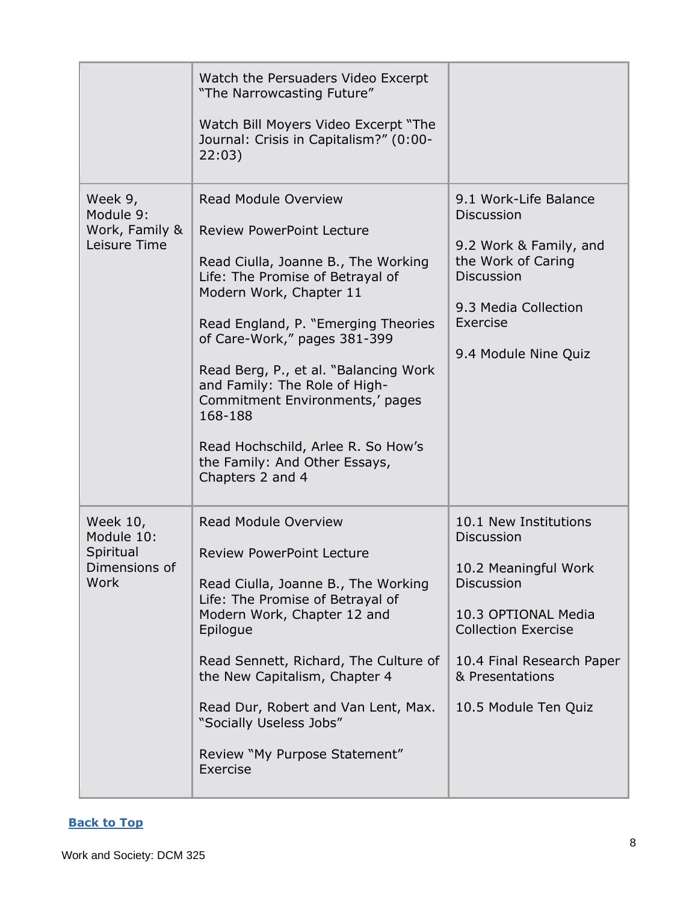|  |  |  |
|---|---|---|
|  | Watch the Persuaders Video Excerpt "The Narrowcasting Future"<br><br>Watch Bill Moyers Video Excerpt "The Journal: Crisis in Capitalism?" (0:00-22:03) |  |
| Week 9, Module 9: Work, Family & Leisure Time | Read Module Overview<br><br>Review PowerPoint Lecture<br><br>Read Ciulla, Joanne B., The Working Life: The Promise of Betrayal of Modern Work, Chapter 11<br><br>Read England, P. "Emerging Theories of Care-Work," pages 381-399<br><br>Read Berg, P., et al. "Balancing Work and Family: The Role of High-Commitment Environments,' pages 168-188<br><br>Read Hochschild, Arlee R. So How's the Family: And Other Essays, Chapters 2 and 4 | 9.1 Work-Life Balance Discussion<br><br>9.2 Work & Family, and the Work of Caring Discussion<br><br>9.3 Media Collection Exercise<br><br>9.4 Module Nine Quiz |
| Week 10, Module 10: Spiritual Dimensions of Work | Read Module Overview<br><br>Review PowerPoint Lecture<br><br>Read Ciulla, Joanne B., The Working Life: The Promise of Betrayal of Modern Work, Chapter 12 and Epilogue<br><br>Read Sennett, Richard, The Culture of the New Capitalism, Chapter 4<br><br>Read Dur, Robert and Van Lent, Max. "Socially Useless Jobs"<br><br>Review "My Purpose Statement" Exercise | 10.1 New Institutions Discussion<br><br>10.2 Meaningful Work Discussion<br><br>10.3 OPTIONAL Media Collection Exercise<br><br>10.4 Final Research Paper & Presentations<br><br>10.5 Module Ten Quiz |

**Back to Top**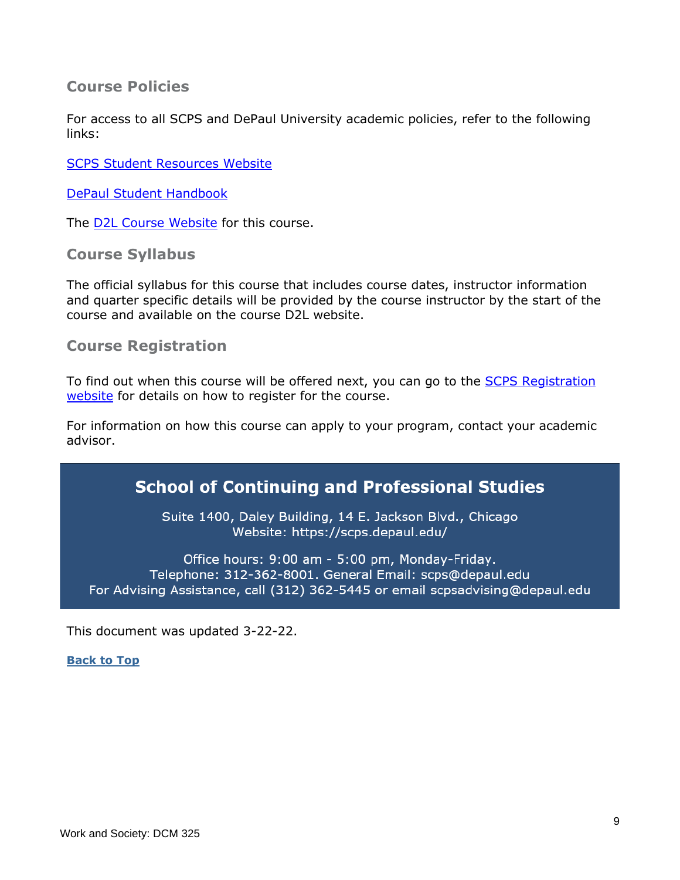## Course Policies

For access to all SCPS and DePaul University academic policies, refer to the following links:

SCPS Student Resources Website

DePaul Student Handbook

The D2L Course Website for this course.

## Course Syllabus

The official syllabus for this course that includes course dates, instructor information and quarter specific details will be provided by the course instructor by the start of the course and available on the course D2L website.

## Course Registration

To find out when this course will be offered next, you can go to the SCPS Registration website for details on how to register for the course.

For information on how this course can apply to your program, contact your academic advisor.

## School of Continuing and Professional Studies

Suite 1400, Daley Building, 14 E. Jackson Blvd., Chicago
Website: https://scps.depaul.edu/

Office hours: 9:00 am - 5:00 pm, Monday-Friday.
Telephone: 312-362-8001. General Email: scps@depaul.edu
For Advising Assistance, call (312) 362-5445 or email scpsadvising@depaul.edu

This document was updated 3-22-22.

**Back to Top**